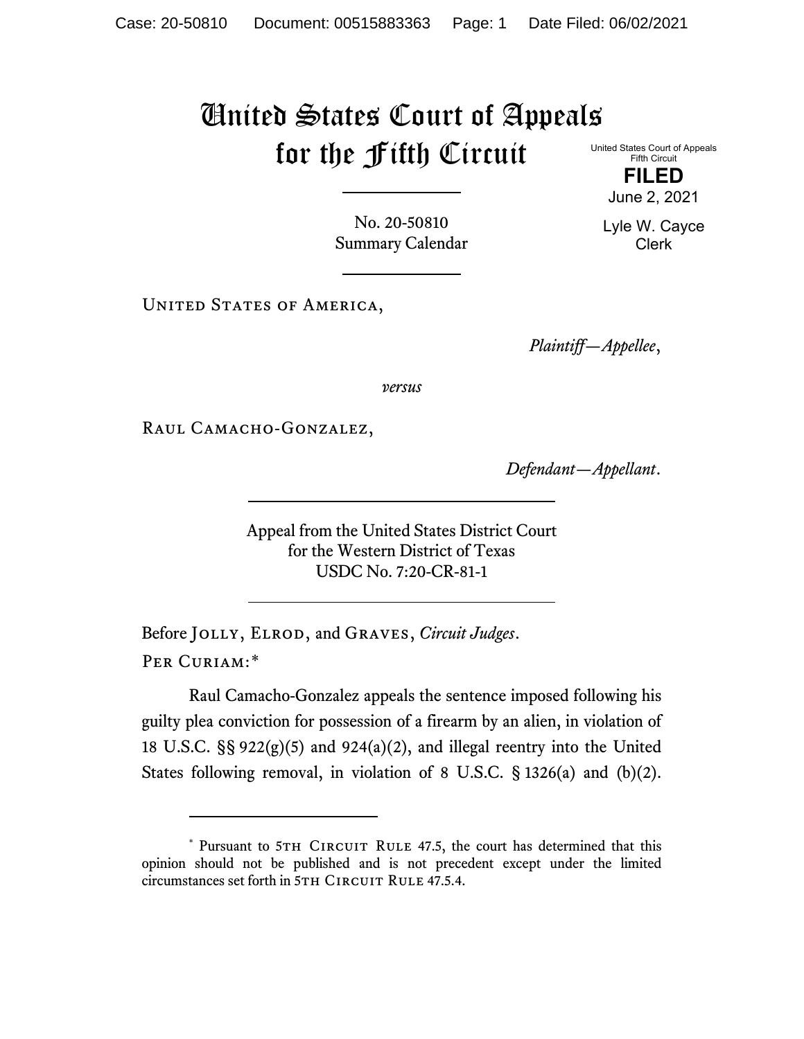# United States Court of Appeals for the Fifth Circuit

United States Court of Appeals
Fifth Circuit

**FILED**

June 2, 2021

Lyle W. Cayce
Clerk

No. 20-50810
Summary Calendar

United States of America,

*Plaintiff—Appellee*,

*versus*

Raul Camacho-Gonzalez,

*Defendant—Appellant*.

Appeal from the United States District Court
for the Western District of Texas
USDC No. 7:20-CR-81-1

Before Jolly, Elrod, and Graves, *Circuit Judges*.

Per Curiam:*

Raul Camacho-Gonzalez appeals the sentence imposed following his guilty plea conviction for possession of a firearm by an alien, in violation of 18 U.S.C. §§ 922(g)(5) and 924(a)(2), and illegal reentry into the United States following removal, in violation of 8 U.S.C. § 1326(a) and (b)(2).

---

* Pursuant to 5th Circuit Rule 47.5, the court has determined that this opinion should not be published and is not precedent except under the limited circumstances set forth in 5th Circuit Rule 47.5.4.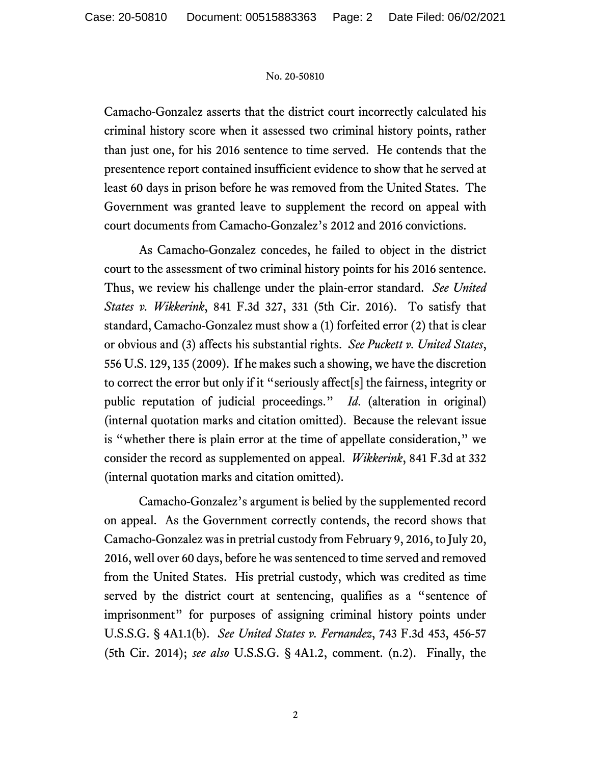Camacho-Gonzalez asserts that the district court incorrectly calculated his criminal history score when it assessed two criminal history points, rather than just one, for his 2016 sentence to time served. He contends that the presentence report contained insufficient evidence to show that he served at least 60 days in prison before he was removed from the United States. The Government was granted leave to supplement the record on appeal with court documents from Camacho-Gonzalez's 2012 and 2016 convictions.

As Camacho-Gonzalez concedes, he failed to object in the district court to the assessment of two criminal history points for his 2016 sentence. Thus, we review his challenge under the plain-error standard. *See United States v. Wikkerink*, 841 F.3d 327, 331 (5th Cir. 2016). To satisfy that standard, Camacho-Gonzalez must show a (1) forfeited error (2) that is clear or obvious and (3) affects his substantial rights. *See Puckett v. United States*, 556 U.S. 129, 135 (2009). If he makes such a showing, we have the discretion to correct the error but only if it "seriously affect[s] the fairness, integrity or public reputation of judicial proceedings." *Id.* (alteration in original) (internal quotation marks and citation omitted). Because the relevant issue is "whether there is plain error at the time of appellate consideration," we consider the record as supplemented on appeal. *Wikkerink*, 841 F.3d at 332 (internal quotation marks and citation omitted).

Camacho-Gonzalez's argument is belied by the supplemented record on appeal. As the Government correctly contends, the record shows that Camacho-Gonzalez was in pretrial custody from February 9, 2016, to July 20, 2016, well over 60 days, before he was sentenced to time served and removed from the United States. His pretrial custody, which was credited as time served by the district court at sentencing, qualifies as a "sentence of imprisonment" for purposes of assigning criminal history points under U.S.S.G. § 4A1.1(b). *See United States v. Fernandez*, 743 F.3d 453, 456-57 (5th Cir. 2014); *see also* U.S.S.G. § 4A1.2, comment. (n.2). Finally, the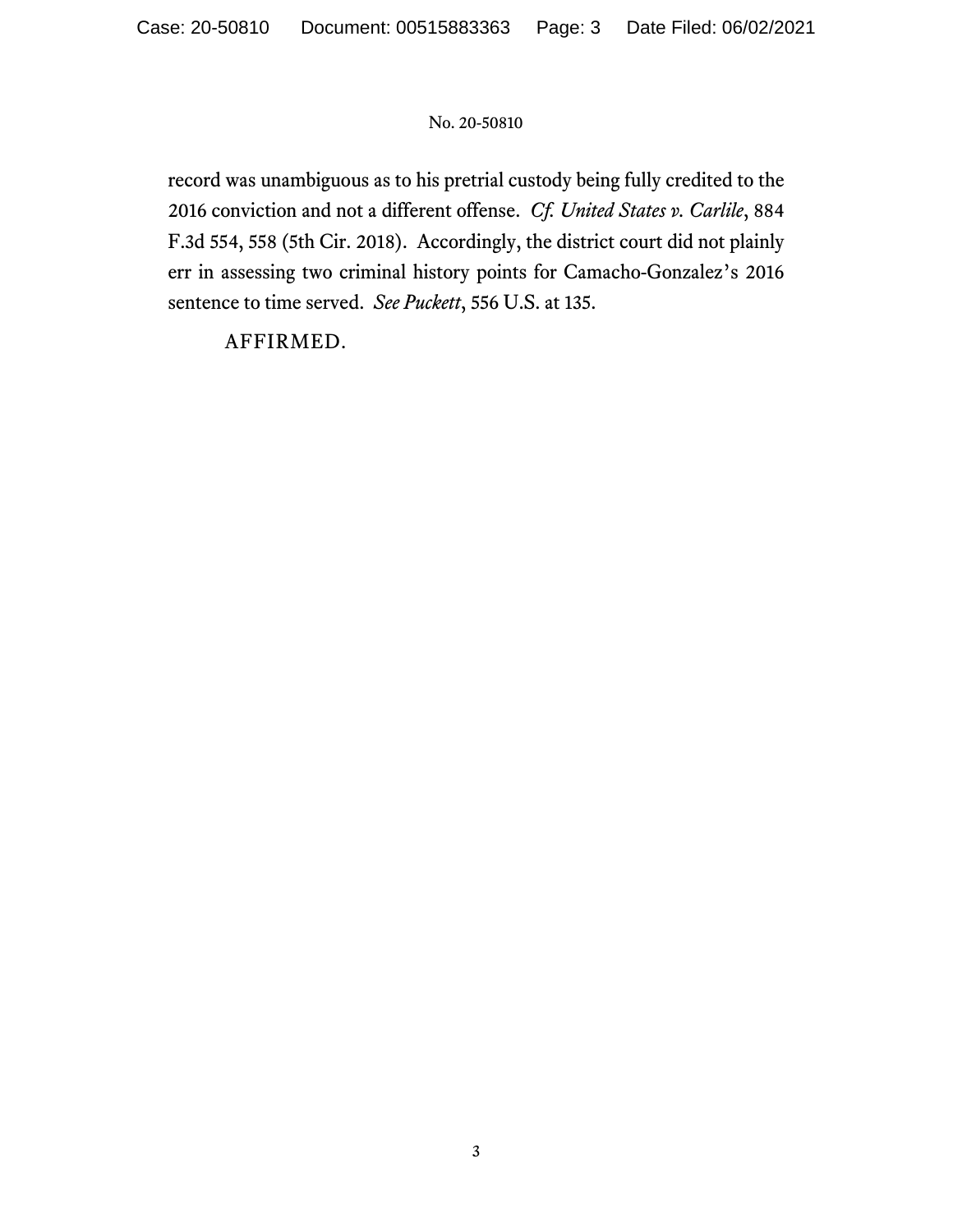record was unambiguous as to his pretrial custody being fully credited to the 2016 conviction and not a different offense. *Cf. United States v. Carlile*, 884 F.3d 554, 558 (5th Cir. 2018). Accordingly, the district court did not plainly err in assessing two criminal history points for Camacho-Gonzalez's 2016 sentence to time served. *See Puckett*, 556 U.S. at 135.

AFFIRMED.